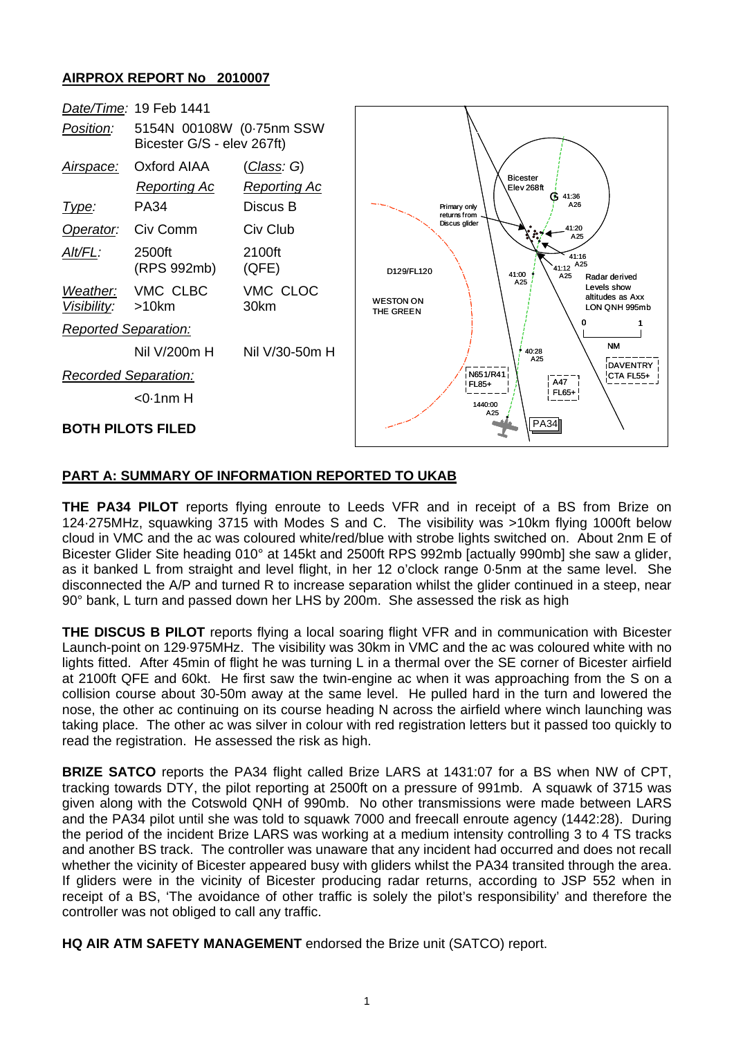## AIRPROX REPORT No 2010007

| | | |
|---|---|---|
| *Date/Time*: | 19 Feb 1441 | |
| *Position*: | 5154N 00108W (0·75nm SSW Bicester G/S - elev 267ft) | |
| *Airspace*: | Oxford AIAA | (*Class*: G) |
| | *Reporting Ac* | *Reporting Ac* |
| *Type*: | PA34 | Discus B |
| *Operator*: | Civ Comm | Civ Club |
| *Alt/FL*: | 2500ft (RPS 992mb) | 2100ft (QFE) |
| *Weather*: | VMC CLBC | VMC CLOC |
| *Visibility*: | >10km | 30km |
| *Reported Separation*: | | |
| | Nil V/200m H | Nil V/30-50m H |
| *Recorded Separation*: | | |
| | <0·1nm H | |

**BOTH PILOTS FILED**

## PART A: SUMMARY OF INFORMATION REPORTED TO UKAB

**THE PA34 PILOT** reports flying enroute to Leeds VFR and in receipt of a BS from Brize on 124·275MHz, squawking 3715 with Modes S and C. The visibility was >10km flying 1000ft below cloud in VMC and the ac was coloured white/red/blue with strobe lights switched on. About 2nm E of Bicester Glider Site heading 010° at 145kt and 2500ft RPS 992mb [actually 990mb] she saw a glider, as it banked L from straight and level flight, in her 12 o'clock range 0·5nm at the same level. She disconnected the A/P and turned R to increase separation whilst the glider continued in a steep, near 90° bank, L turn and passed down her LHS by 200m. She assessed the risk as high

**THE DISCUS B PILOT** reports flying a local soaring flight VFR and in communication with Bicester Launch-point on 129·975MHz. The visibility was 30km in VMC and the ac was coloured white with no lights fitted. After 45min of flight he was turning L in a thermal over the SE corner of Bicester airfield at 2100ft QFE and 60kt. He first saw the twin-engine ac when it was approaching from the S on a collision course about 30-50m away at the same level. He pulled hard in the turn and lowered the nose, the other ac continuing on its course heading N across the airfield where winch launching was taking place. The other ac was silver in colour with red registration letters but it passed too quickly to read the registration. He assessed the risk as high.

**BRIZE SATCO** reports the PA34 flight called Brize LARS at 1431:07 for a BS when NW of CPT, tracking towards DTY, the pilot reporting at 2500ft on a pressure of 991mb. A squawk of 3715 was given along with the Cotswold QNH of 990mb. No other transmissions were made between LARS and the PA34 pilot until she was told to squawk 7000 and freecall enroute agency (1442:28). During the period of the incident Brize LARS was working at a medium intensity controlling 3 to 4 TS tracks and another BS track. The controller was unaware that any incident had occurred and does not recall whether the vicinity of Bicester appeared busy with gliders whilst the PA34 transited through the area. If gliders were in the vicinity of Bicester producing radar returns, according to JSP 552 when in receipt of a BS, 'The avoidance of other traffic is solely the pilot's responsibility' and therefore the controller was not obliged to call any traffic.

**HQ AIR ATM SAFETY MANAGEMENT** endorsed the Brize unit (SATCO) report.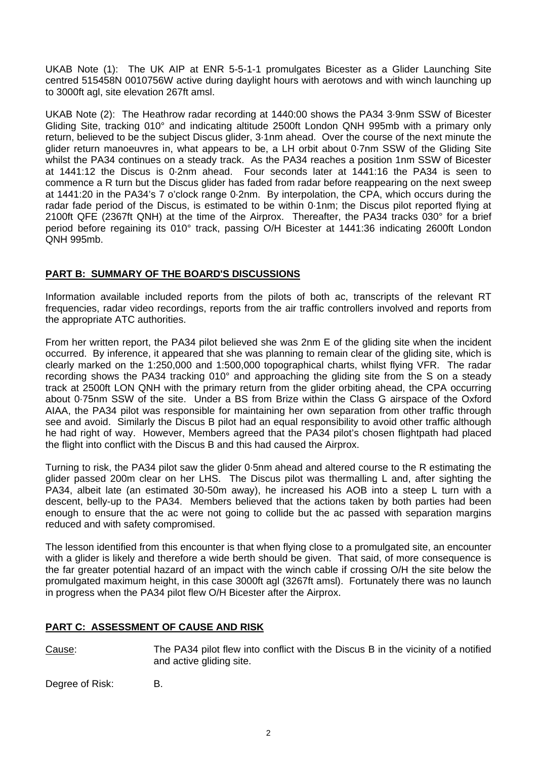UKAB Note (1): The UK AIP at ENR 5-5-1-1 promulgates Bicester as a Glider Launching Site centred 515458N 0010756W active during daylight hours with aerotows and with winch launching up to 3000ft agl, site elevation 267ft amsl.

UKAB Note (2): The Heathrow radar recording at 1440:00 shows the PA34 3·9nm SSW of Bicester Gliding Site, tracking 010° and indicating altitude 2500ft London QNH 995mb with a primary only return, believed to be the subject Discus glider, 3·1nm ahead. Over the course of the next minute the glider return manoeuvres in, what appears to be, a LH orbit about 0·7nm SSW of the Gliding Site whilst the PA34 continues on a steady track. As the PA34 reaches a position 1nm SSW of Bicester at 1441:12 the Discus is 0·2nm ahead. Four seconds later at 1441:16 the PA34 is seen to commence a R turn but the Discus glider has faded from radar before reappearing on the next sweep at 1441:20 in the PA34's 7 o'clock range 0·2nm. By interpolation, the CPA, which occurs during the radar fade period of the Discus, is estimated to be within 0·1nm; the Discus pilot reported flying at 2100ft QFE (2367ft QNH) at the time of the Airprox. Thereafter, the PA34 tracks 030° for a brief period before regaining its 010° track, passing O/H Bicester at 1441:36 indicating 2600ft London QNH 995mb.

## PART B: SUMMARY OF THE BOARD'S DISCUSSIONS

Information available included reports from the pilots of both ac, transcripts of the relevant RT frequencies, radar video recordings, reports from the air traffic controllers involved and reports from the appropriate ATC authorities.

From her written report, the PA34 pilot believed she was 2nm E of the gliding site when the incident occurred. By inference, it appeared that she was planning to remain clear of the gliding site, which is clearly marked on the 1:250,000 and 1:500,000 topographical charts, whilst flying VFR. The radar recording shows the PA34 tracking 010° and approaching the gliding site from the S on a steady track at 2500ft LON QNH with the primary return from the glider orbiting ahead, the CPA occurring about 0·75nm SSW of the site. Under a BS from Brize within the Class G airspace of the Oxford AIAA, the PA34 pilot was responsible for maintaining her own separation from other traffic through see and avoid. Similarly the Discus B pilot had an equal responsibility to avoid other traffic although he had right of way. However, Members agreed that the PA34 pilot's chosen flightpath had placed the flight into conflict with the Discus B and this had caused the Airprox.

Turning to risk, the PA34 pilot saw the glider 0·5nm ahead and altered course to the R estimating the glider passed 200m clear on her LHS. The Discus pilot was thermalling L and, after sighting the PA34, albeit late (an estimated 30-50m away), he increased his AOB into a steep L turn with a descent, belly-up to the PA34. Members believed that the actions taken by both parties had been enough to ensure that the ac were not going to collide but the ac passed with separation margins reduced and with safety compromised.

The lesson identified from this encounter is that when flying close to a promulgated site, an encounter with a glider is likely and therefore a wide berth should be given. That said, of more consequence is the far greater potential hazard of an impact with the winch cable if crossing O/H the site below the promulgated maximum height, in this case 3000ft agl (3267ft amsl). Fortunately there was no launch in progress when the PA34 pilot flew O/H Bicester after the Airprox.

## PART C: ASSESSMENT OF CAUSE AND RISK

Cause: The PA34 pilot flew into conflict with the Discus B in the vicinity of a notified and active gliding site.

Degree of Risk: B.